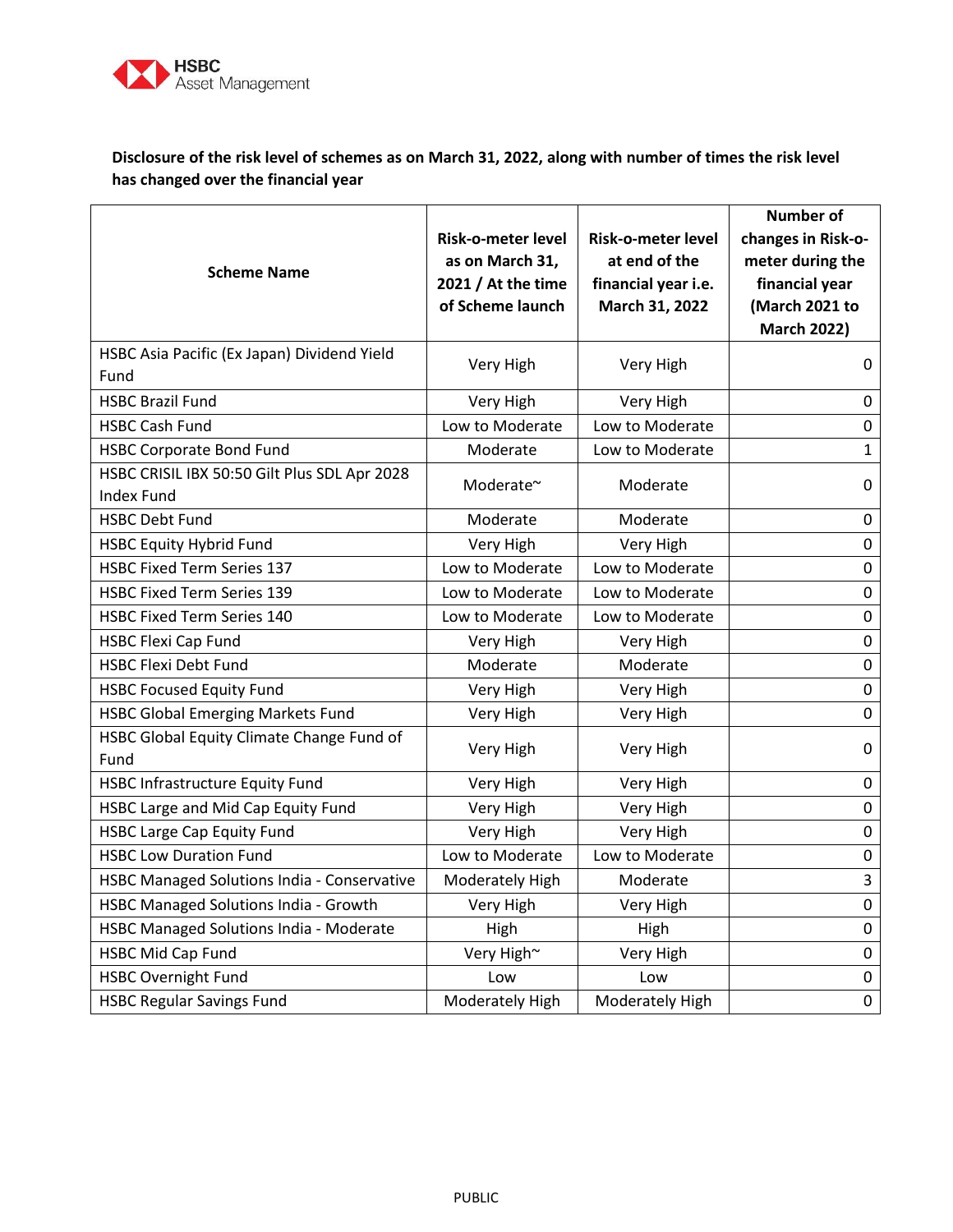**Disclosure of the risk level of schemes as on March 31, 2022, along with number of times the risk level has changed over the financial year**

| Scheme Name | Risk-o-meter level as on March 31, 2021 / At the time of Scheme launch | Risk-o-meter level at end of the financial year i.e. March 31, 2022 | Number of changes in Risk-o-meter during the financial year (March 2021 to March 2022) |
|---|---|---|---|
| HSBC Asia Pacific (Ex Japan) Dividend Yield Fund | Very High | Very High | 0 |
| HSBC Brazil Fund | Very High | Very High | 0 |
| HSBC Cash Fund | Low to Moderate | Low to Moderate | 0 |
| HSBC Corporate Bond Fund | Moderate | Low to Moderate | 1 |
| HSBC CRISIL IBX 50:50 Gilt Plus SDL Apr 2028 Index Fund | Moderate~ | Moderate | 0 |
| HSBC Debt Fund | Moderate | Moderate | 0 |
| HSBC Equity Hybrid Fund | Very High | Very High | 0 |
| HSBC Fixed Term Series 137 | Low to Moderate | Low to Moderate | 0 |
| HSBC Fixed Term Series 139 | Low to Moderate | Low to Moderate | 0 |
| HSBC Fixed Term Series 140 | Low to Moderate | Low to Moderate | 0 |
| HSBC Flexi Cap Fund | Very High | Very High | 0 |
| HSBC Flexi Debt Fund | Moderate | Moderate | 0 |
| HSBC Focused Equity Fund | Very High | Very High | 0 |
| HSBC Global Emerging Markets Fund | Very High | Very High | 0 |
| HSBC Global Equity Climate Change Fund of Fund | Very High | Very High | 0 |
| HSBC Infrastructure Equity Fund | Very High | Very High | 0 |
| HSBC Large and Mid Cap Equity Fund | Very High | Very High | 0 |
| HSBC Large Cap Equity Fund | Very High | Very High | 0 |
| HSBC Low Duration Fund | Low to Moderate | Low to Moderate | 0 |
| HSBC Managed Solutions India - Conservative | Moderately High | Moderate | 3 |
| HSBC Managed Solutions India - Growth | Very High | Very High | 0 |
| HSBC Managed Solutions India - Moderate | High | High | 0 |
| HSBC Mid Cap Fund | Very High~ | Very High | 0 |
| HSBC Overnight Fund | Low | Low | 0 |
| HSBC Regular Savings Fund | Moderately High | Moderately High | 0 |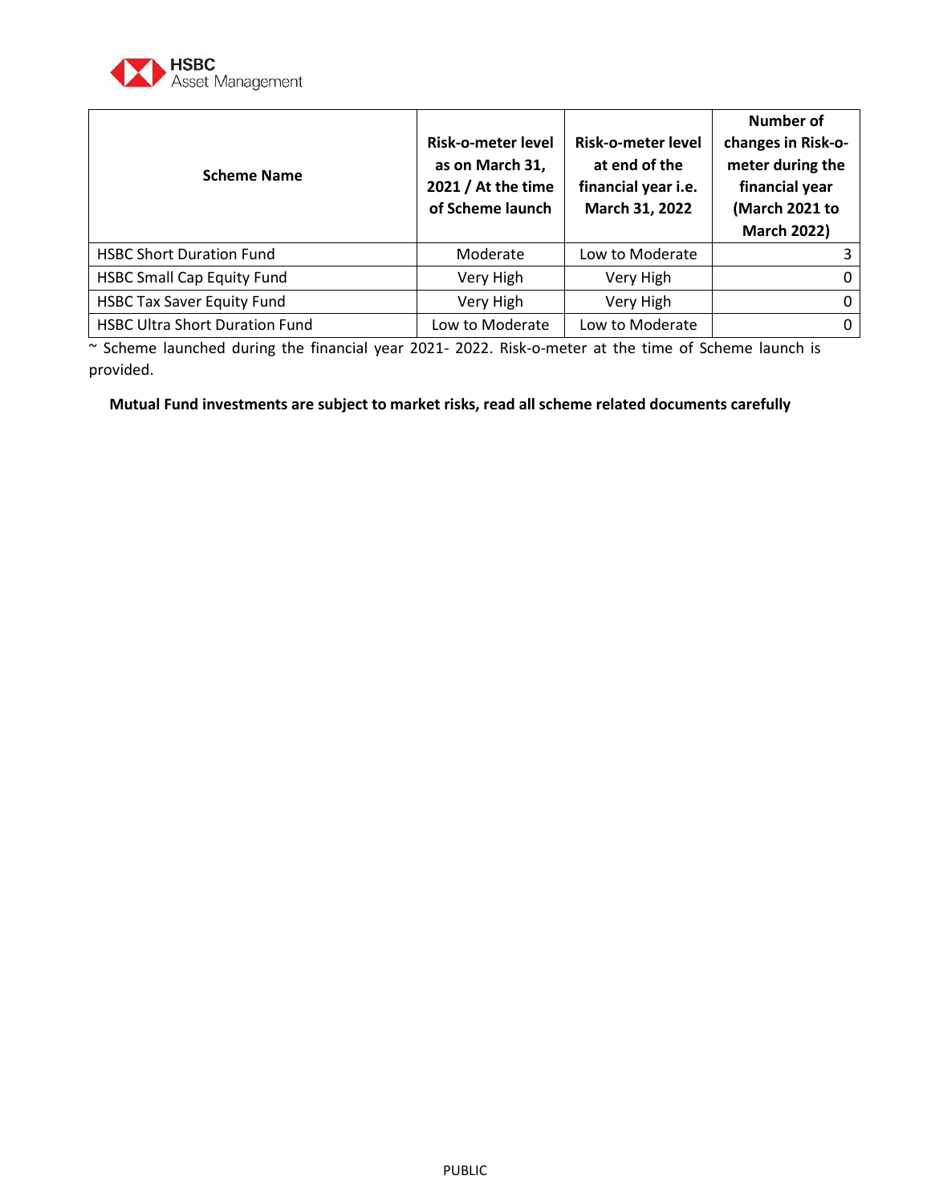| Scheme Name | Risk-o-meter level as on March 31, 2021 / At the time of Scheme launch | Risk-o-meter level at end of the financial year i.e. March 31, 2022 | Number of changes in Risk-o-meter during the financial year (March 2021 to March 2022) |
|---|---|---|---|
| HSBC Short Duration Fund | Moderate | Low to Moderate | 3 |
| HSBC Small Cap Equity Fund | Very High | Very High | 0 |
| HSBC Tax Saver Equity Fund | Very High | Very High | 0 |
| HSBC Ultra Short Duration Fund | Low to Moderate | Low to Moderate | 0 |

~ Scheme launched during the financial year 2021- 2022. Risk-o-meter at the time of Scheme launch is provided.

**Mutual Fund investments are subject to market risks, read all scheme related documents carefully**

PUBLIC